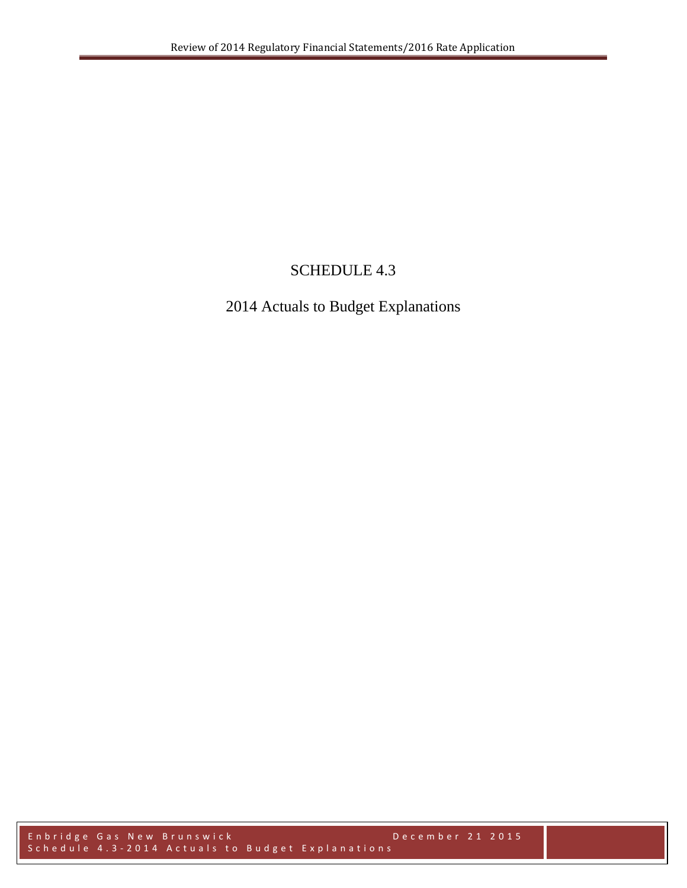# SCHEDULE 4.3

## 2014 Actuals to Budget Explanations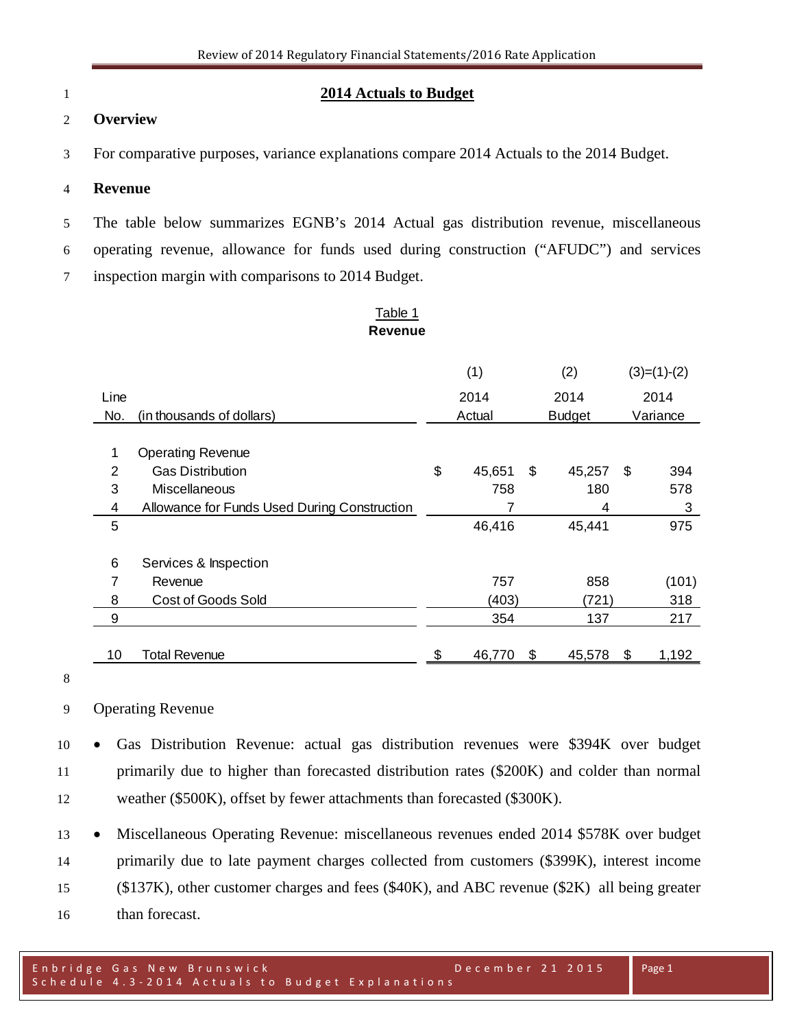# 2014 Actuals to Budget

## Overview

For comparative purposes, variance explanations compare 2014 Actuals to the 2014 Budget.

## Revenue

The table below summarizes EGNB's 2014 Actual gas distribution revenue, miscellaneous operating revenue, allowance for funds used during construction ("AFUDC") and services inspection margin with comparisons to 2014 Budget.

Table 1
**Revenue**

| Line No. | (in thousands of dollars) | (1) 2014 Actual | (2) 2014 Budget | (3)=(1)-(2) 2014 Variance |
|---|---|---|---|---|
| 1 | Operating Revenue | | | |
| 2 | Gas Distribution | $ 45,651 | $ 45,257 | $ 394 |
| 3 | Miscellaneous | 758 | 180 | 578 |
| 4 | Allowance for Funds Used During Construction | 7 | 4 | 3 |
| 5 | | 46,416 | 45,441 | 975 |
| 6 | Services & Inspection | | | |
| 7 | Revenue | 757 | 858 | (101) |
| 8 | Cost of Goods Sold | (403) | (721) | 318 |
| 9 | | 354 | 137 | 217 |
| 10 | Total Revenue | $ 46,770 | $ 45,578 | $ 1,192 |

Operating Revenue

- Gas Distribution Revenue: actual gas distribution revenues were $394K over budget primarily due to higher than forecasted distribution rates ($200K) and colder than normal weather ($500K), offset by fewer attachments than forecasted ($300K).
- Miscellaneous Operating Revenue: miscellaneous revenues ended 2014 $578K over budget primarily due to late payment charges collected from customers ($399K), interest income ($137K), other customer charges and fees ($40K), and ABC revenue ($2K) all being greater than forecast.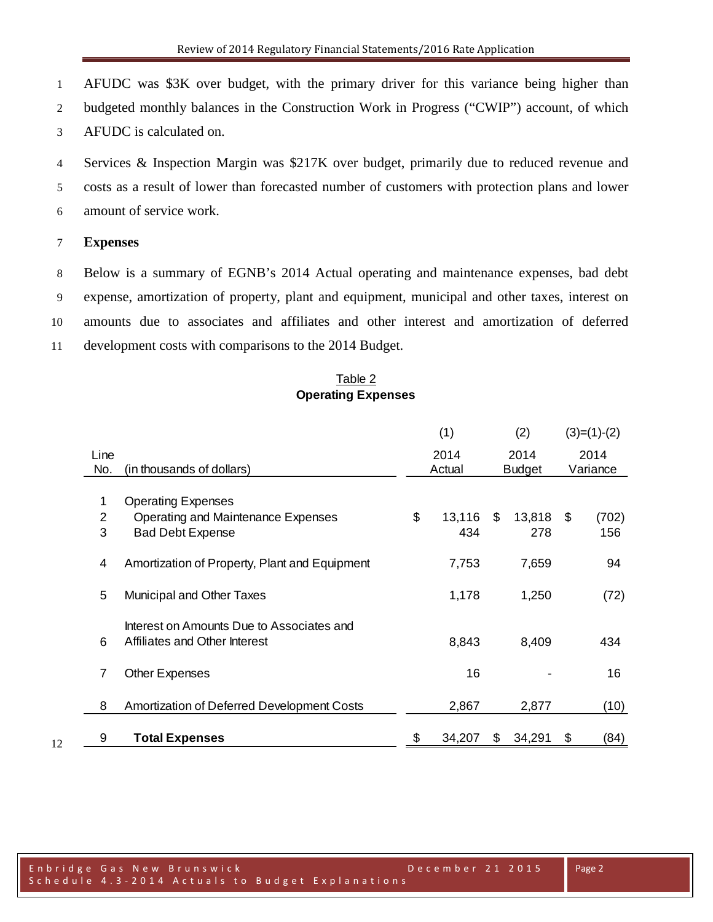AFUDC was $3K over budget, with the primary driver for this variance being higher than budgeted monthly balances in the Construction Work in Progress ("CWIP") account, of which AFUDC is calculated on.

Services & Inspection Margin was $217K over budget, primarily due to reduced revenue and costs as a result of lower than forecasted number of customers with protection plans and lower amount of service work.

**Expenses**

Below is a summary of EGNB's 2014 Actual operating and maintenance expenses, bad debt expense, amortization of property, plant and equipment, municipal and other taxes, interest on amounts due to associates and affiliates and other interest and amortization of deferred development costs with comparisons to the 2014 Budget.

Table 2
**Operating Expenses**

| Line No. | (in thousands of dollars) | (1) 2014 Actual | (2) 2014 Budget | (3)=(1)-(2) 2014 Variance |
|---|---|---|---|---|
| 1 | Operating Expenses | | | |
| 2 | Operating and Maintenance Expenses | $ 13,116 | $ 13,818 | $ (702) |
| 3 | Bad Debt Expense | 434 | 278 | 156 |
| 4 | Amortization of Property, Plant and Equipment | 7,753 | 7,659 | 94 |
| 5 | Municipal and Other Taxes | 1,178 | 1,250 | (72) |
| 6 | Interest on Amounts Due to Associates and Affiliates and Other Interest | 8,843 | 8,409 | 434 |
| 7 | Other Expenses | 16 | - | 16 |
| 8 | Amortization of Deferred Development Costs | 2,867 | 2,877 | (10) |
| 9 | **Total Expenses** | $ 34,207 | $ 34,291 | $ (84) |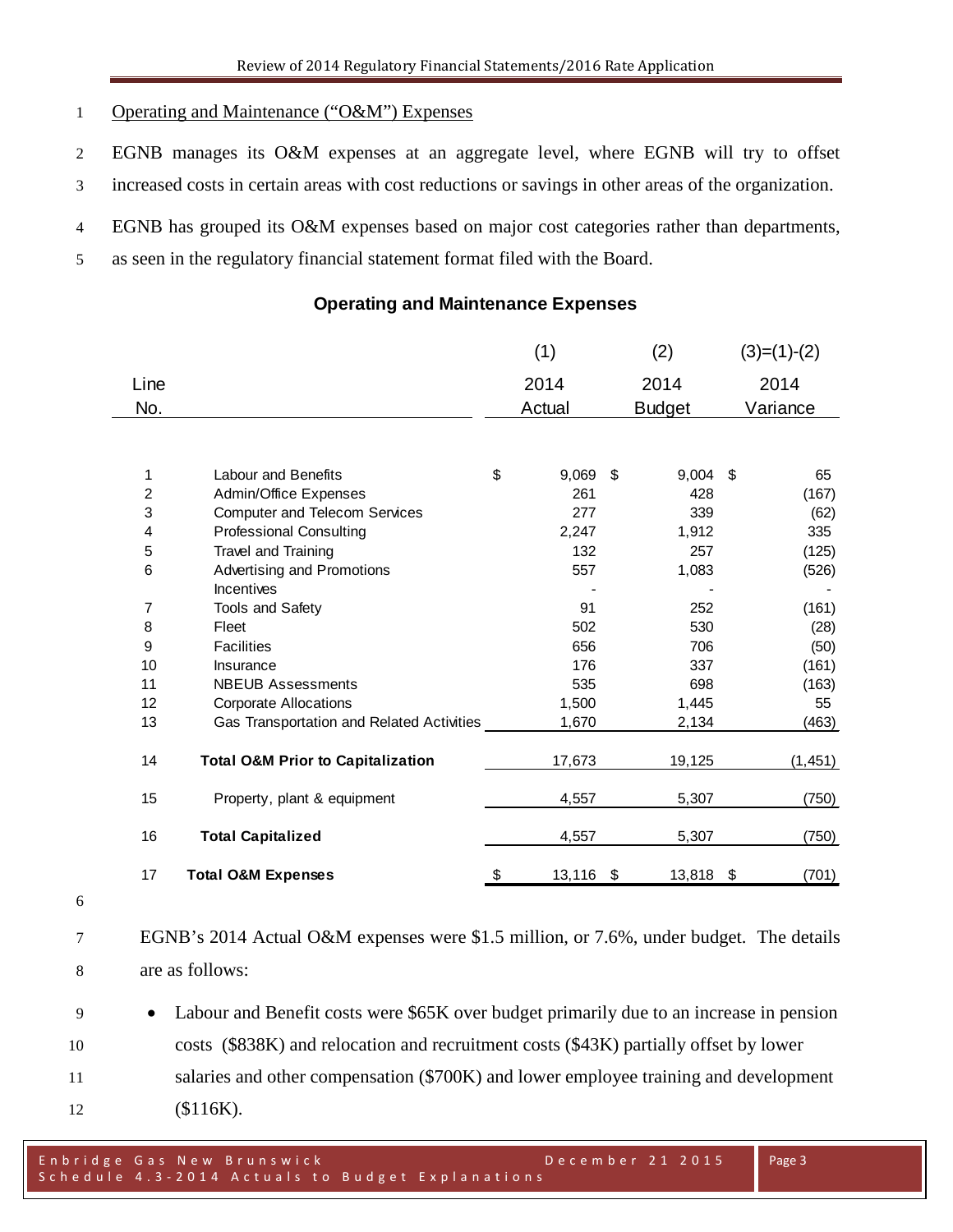Operating and Maintenance ("O&M") Expenses

EGNB manages its O&M expenses at an aggregate level, where EGNB will try to offset increased costs in certain areas with cost reductions or savings in other areas of the organization.

EGNB has grouped its O&M expenses based on major cost categories rather than departments, as seen in the regulatory financial statement format filed with the Board.

**Operating and Maintenance Expenses**

| Line No. | | (1) 2014 Actual | (2) 2014 Budget | (3)=(1)-(2) 2014 Variance |
|---|---|---|---|---|
| 1 | Labour and Benefits | $ 9,069 | $ 9,004 | $ 65 |
| 2 | Admin/Office Expenses | 261 | 428 | (167) |
| 3 | Computer and Telecom Services | 277 | 339 | (62) |
| 4 | Professional Consulting | 2,247 | 1,912 | 335 |
| 5 | Travel and Training | 132 | 257 | (125) |
| 6 | Advertising and Promotions | 557 | 1,083 | (526) |
| | Incentives | - | - | - |
| 7 | Tools and Safety | 91 | 252 | (161) |
| 8 | Fleet | 502 | 530 | (28) |
| 9 | Facilities | 656 | 706 | (50) |
| 10 | Insurance | 176 | 337 | (161) |
| 11 | NBEUB Assessments | 535 | 698 | (163) |
| 12 | Corporate Allocations | 1,500 | 1,445 | 55 |
| 13 | Gas Transportation and Related Activities | 1,670 | 2,134 | (463) |
| 14 | **Total O&M Prior to Capitalization** | 17,673 | 19,125 | (1,451) |
| 15 | Property, plant & equipment | 4,557 | 5,307 | (750) |
| 16 | **Total Capitalized** | 4,557 | 5,307 | (750) |
| 17 | **Total O&M Expenses** | $ 13,116 | $ 13,818 | $ (701) |

EGNB's 2014 Actual O&M expenses were $1.5 million, or 7.6%, under budget. The details are as follows:

- Labour and Benefit costs were $65K over budget primarily due to an increase in pension costs ($838K) and relocation and recruitment costs ($43K) partially offset by lower salaries and other compensation ($700K) and lower employee training and development ($116K).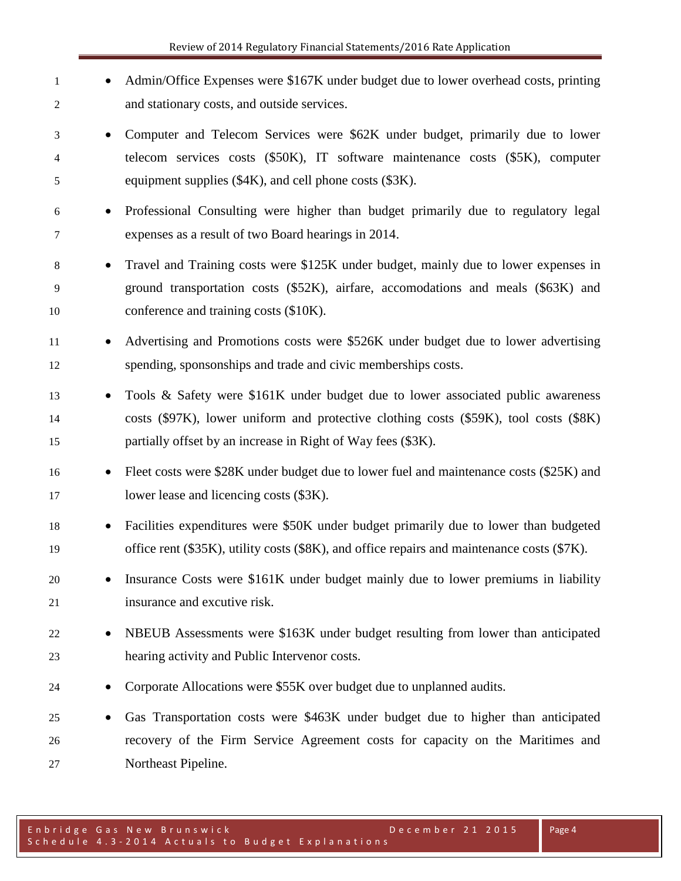- Admin/Office Expenses were $167K under budget due to lower overhead costs, printing and stationary costs, and outside services.
- Computer and Telecom Services were $62K under budget, primarily due to lower telecom services costs ($50K), IT software maintenance costs ($5K), computer equipment supplies ($4K), and cell phone costs ($3K).
- Professional Consulting were higher than budget primarily due to regulatory legal expenses as a result of two Board hearings in 2014.
- Travel and Training costs were $125K under budget, mainly due to lower expenses in ground transportation costs ($52K), airfare, accomodations and meals ($63K) and conference and training costs ($10K).
- Advertising and Promotions costs were $526K under budget due to lower advertising spending, sponsonships and trade and civic memberships costs.
- Tools & Safety were $161K under budget due to lower associated public awareness costs ($97K), lower uniform and protective clothing costs ($59K), tool costs ($8K) partially offset by an increase in Right of Way fees ($3K).
- Fleet costs were $28K under budget due to lower fuel and maintenance costs ($25K) and lower lease and licencing costs ($3K).
- Facilities expenditures were $50K under budget primarily due to lower than budgeted office rent ($35K), utility costs ($8K), and office repairs and maintenance costs ($7K).
- Insurance Costs were $161K under budget mainly due to lower premiums in liability insurance and excutive risk.
- NBEUB Assessments were $163K under budget resulting from lower than anticipated hearing activity and Public Intervenor costs.
- Corporate Allocations were $55K over budget due to unplanned audits.
- Gas Transportation costs were $463K under budget due to higher than anticipated recovery of the Firm Service Agreement costs for capacity on the Maritimes and Northeast Pipeline.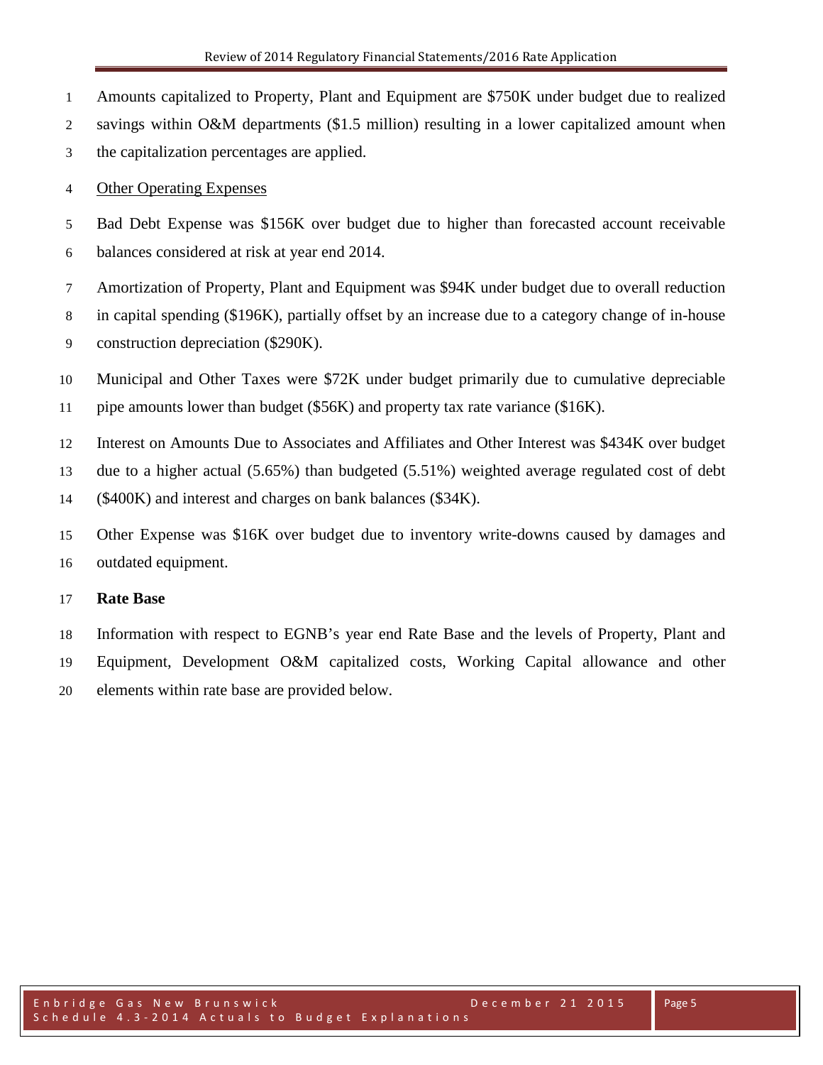Amounts capitalized to Property, Plant and Equipment are $750K under budget due to realized savings within O&M departments ($1.5 million) resulting in a lower capitalized amount when the capitalization percentages are applied.

<u>Other Operating Expenses</u>

Bad Debt Expense was $156K over budget due to higher than forecasted account receivable balances considered at risk at year end 2014.

Amortization of Property, Plant and Equipment was $94K under budget due to overall reduction in capital spending ($196K), partially offset by an increase due to a category change of in-house construction depreciation ($290K).

Municipal and Other Taxes were $72K under budget primarily due to cumulative depreciable pipe amounts lower than budget ($56K) and property tax rate variance ($16K).

Interest on Amounts Due to Associates and Affiliates and Other Interest was $434K over budget due to a higher actual (5.65%) than budgeted (5.51%) weighted average regulated cost of debt ($400K) and interest and charges on bank balances ($34K).

Other Expense was $16K over budget due to inventory write-downs caused by damages and outdated equipment.

**Rate Base**

Information with respect to EGNB's year end Rate Base and the levels of Property, Plant and Equipment, Development O&M capitalized costs, Working Capital allowance and other elements within rate base are provided below.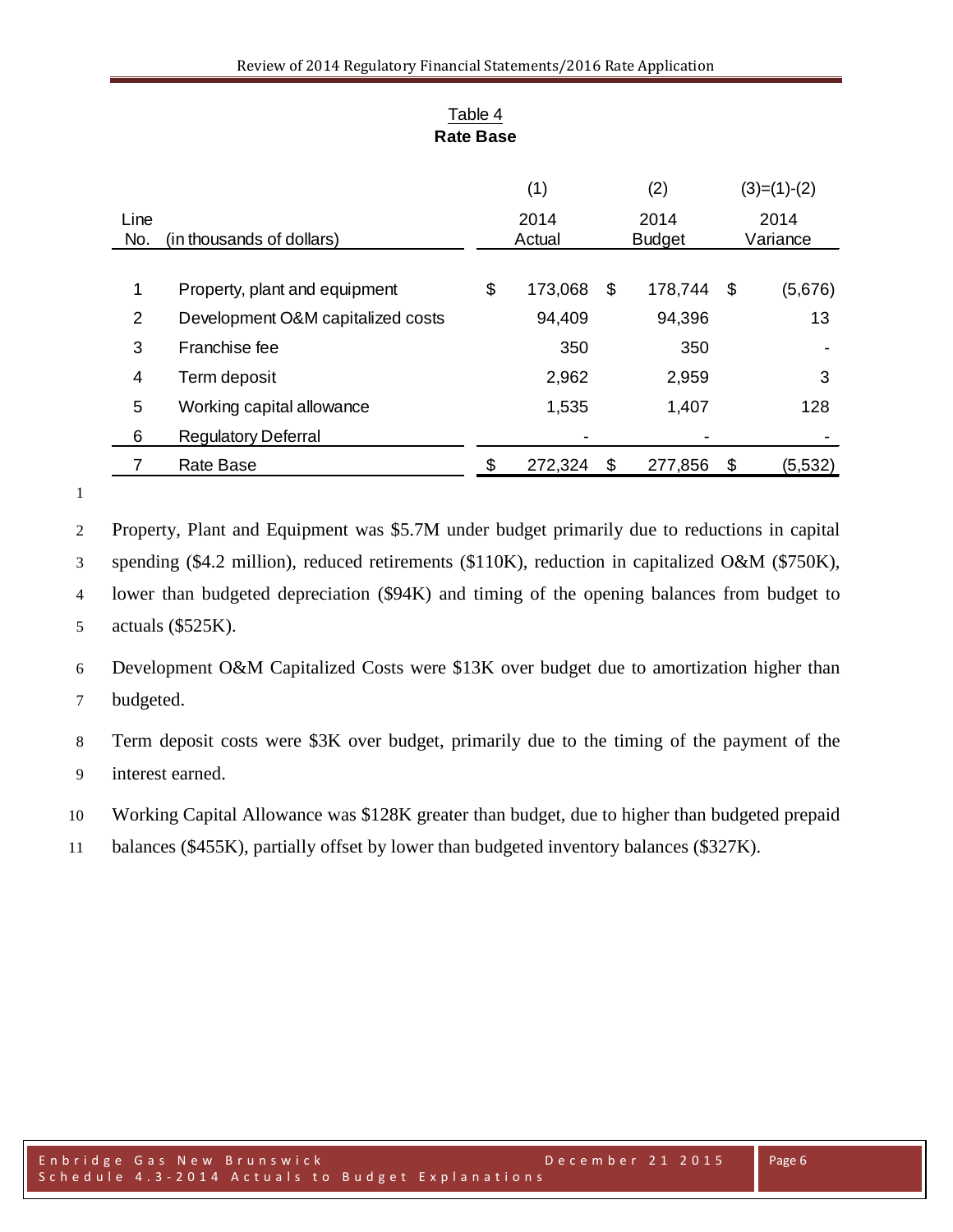Table 4

**Rate Base**

| Line No. | (in thousands of dollars) | (1) 2014 Actual | (2) 2014 Budget | (3)=(1)-(2) 2014 Variance |
|---|---|---|---|---|
| 1 | Property, plant and equipment | $ 173,068 | $ 178,744 | $ (5,676) |
| 2 | Development O&M capitalized costs | 94,409 | 94,396 | 13 |
| 3 | Franchise fee | 350 | 350 | - |
| 4 | Term deposit | 2,962 | 2,959 | 3 |
| 5 | Working capital allowance | 1,535 | 1,407 | 128 |
| 6 | Regulatory Deferral | - | - | - |
| 7 | Rate Base | $ 272,324 | $ 277,856 | $ (5,532) |

Property, Plant and Equipment was $5.7M under budget primarily due to reductions in capital spending ($4.2 million), reduced retirements ($110K), reduction in capitalized O&M ($750K), lower than budgeted depreciation ($94K) and timing of the opening balances from budget to actuals ($525K).

Development O&M Capitalized Costs were $13K over budget due to amortization higher than budgeted.

Term deposit costs were $3K over budget, primarily due to the timing of the payment of the interest earned.

Working Capital Allowance was $128K greater than budget, due to higher than budgeted prepaid balances ($455K), partially offset by lower than budgeted inventory balances ($327K).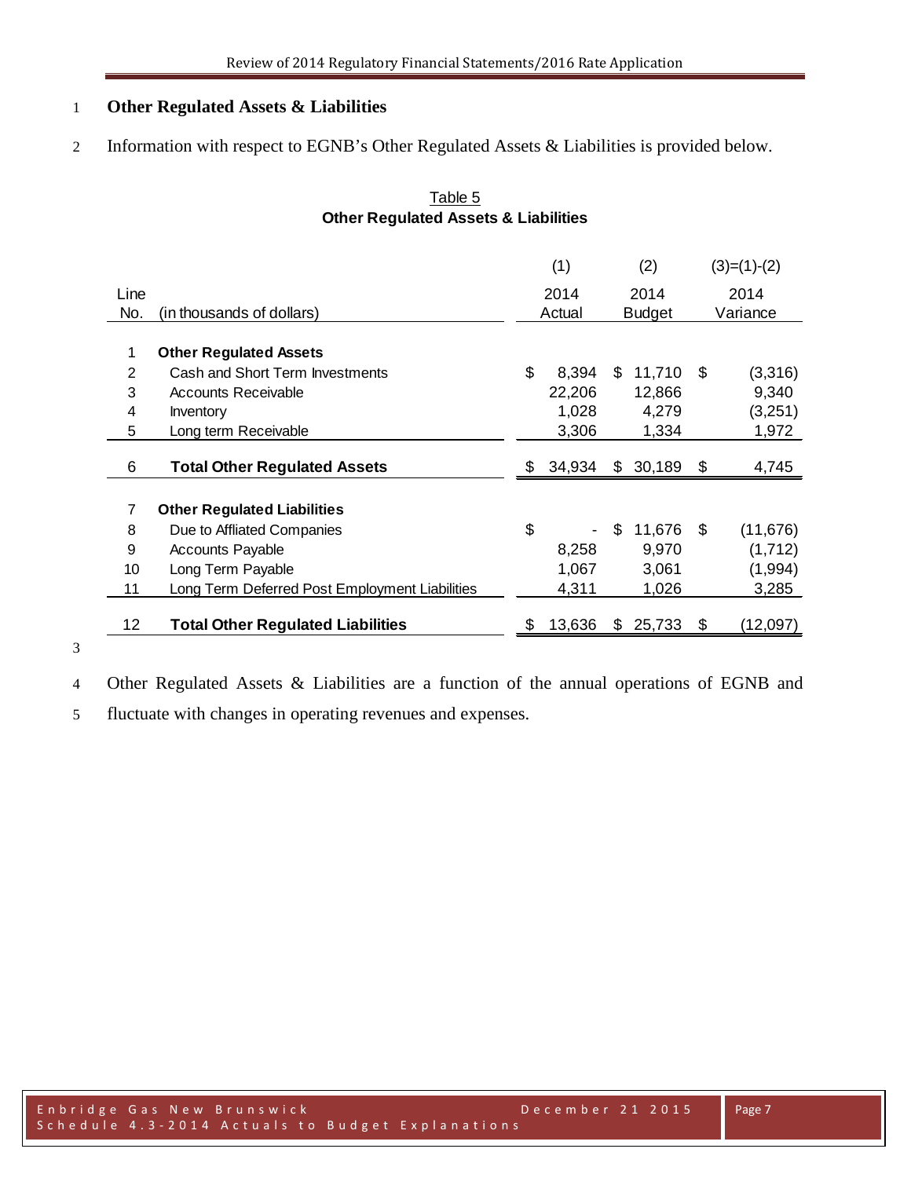## Other Regulated Assets & Liabilities

Information with respect to EGNB's Other Regulated Assets & Liabilities is provided below.

Table 5
**Other Regulated Assets & Liabilities**

| Line No. | (in thousands of dollars) | (1) 2014 Actual | (2) 2014 Budget | (3)=(1)-(2) 2014 Variance |
|---|---|---|---|---|
| 1 | **Other Regulated Assets** | | | |
| 2 | Cash and Short Term Investments | $ 8,394 | $ 11,710 | $ (3,316) |
| 3 | Accounts Receivable | 22,206 | 12,866 | 9,340 |
| 4 | Inventory | 1,028 | 4,279 | (3,251) |
| 5 | Long term Receivable | 3,306 | 1,334 | 1,972 |
| 6 | **Total Other Regulated Assets** | $ 34,934 | $ 30,189 | $ 4,745 |
| 7 | **Other Regulated Liabilities** | | | |
| 8 | Due to Affliated Companies | $ - | $ 11,676 | $ (11,676) |
| 9 | Accounts Payable | 8,258 | 9,970 | (1,712) |
| 10 | Long Term Payable | 1,067 | 3,061 | (1,994) |
| 11 | Long Term Deferred Post Employment Liabilities | 4,311 | 1,026 | 3,285 |
| 12 | **Total Other Regulated Liabilities** | $ 13,636 | $ 25,733 | $ (12,097) |

Other Regulated Assets & Liabilities are a function of the annual operations of EGNB and fluctuate with changes in operating revenues and expenses.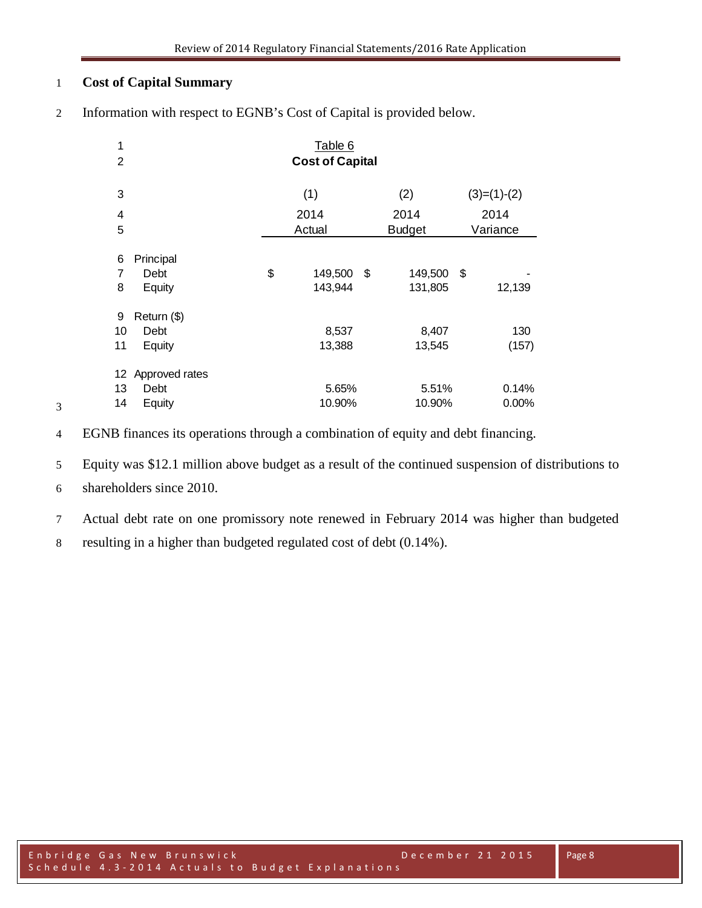## Cost of Capital Summary

Information with respect to EGNB's Cost of Capital is provided below.

Table 6

**Cost of Capital**

| | | (1) | (2) | (3)=(1)-(2) |
|---|---|---|---|---|
| | | 2014 Actual | 2014 Budget | 2014 Variance |
| 6 | Principal | | | |
| 7 | Debt | $ 149,500 | $ 149,500 | $ - |
| 8 | Equity | 143,944 | 131,805 | 12,139 |
| 9 | Return ($) | | | |
| 10 | Debt | 8,537 | 8,407 | 130 |
| 11 | Equity | 13,388 | 13,545 | (157) |
| 12 | Approved rates | | | |
| 13 | Debt | 5.65% | 5.51% | 0.14% |
| 14 | Equity | 10.90% | 10.90% | 0.00% |

EGNB finances its operations through a combination of equity and debt financing.

Equity was $12.1 million above budget as a result of the continued suspension of distributions to shareholders since 2010.

Actual debt rate on one promissory note renewed in February 2014 was higher than budgeted resulting in a higher than budgeted regulated cost of debt (0.14%).